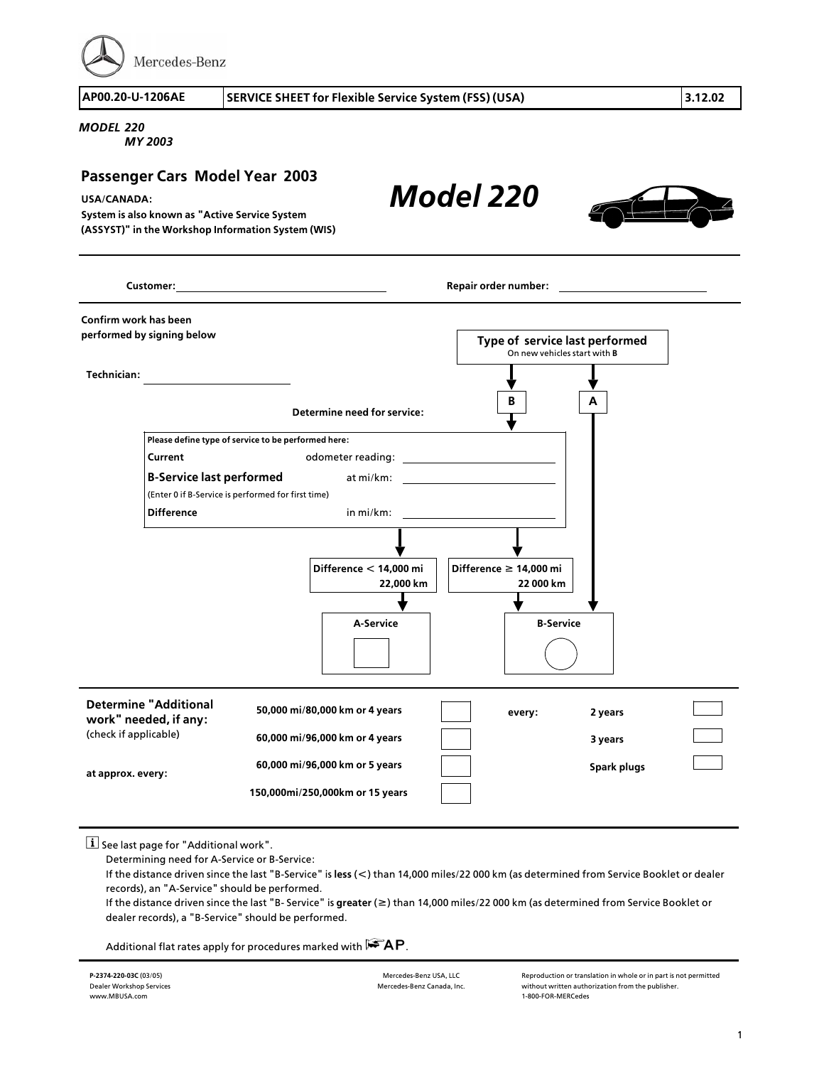| AP00.20-U-1206AE | SERVICE SHEET for Flexible Service System (FSS) (USA) | 3.12.02 |
|---|---|---|

*MODEL 220*
*MY 2003*

## Passenger Cars Model Year 2003

# *Model 220*

**USA/CANADA:**
**System is also known as "Active Service System (ASSYST)" in the Workshop Information System (WIS)**

**Customer:** ________________ **Repair order number:** ________________

**Confirm work has been performed by signing below**

**Technician:** ________________

**Type of service last performed**
On new vehicles start with **B**

**B** | **A**

**Determine need for service:**

**Please define type of service to be performed here:**

| | | |
|---|---|---|
| **Current** | odometer reading: | |
| **B-Service last performed** | at mi/km: | |
| (Enter 0 if B-Service is performed for first time) | | |
| **Difference** | in mi/km: | |

**Difference < 14,000 mi 22,000 km** → **A-Service**

**Difference ≥ 14,000 mi 22 000 km** → **B-Service**

Type of service last performed A → **B-Service**

| **Determine "Additional work" needed, if any:** (check if applicable) | | | | | |
|---|---|---|---|---|---|
| | **50,000 mi/80,000 km or 4 years** | ☐ | **every:** | **2 years** | ☐ |
| | **60,000 mi/96,000 km or 4 years** | ☐ | | **3 years** | ☐ |
| **at approx. every:** | **60,000 mi/96,000 km or 5 years** | ☐ | | **Spark plugs** | ☐ |
| | **150,000mi/250,000km or 15 years** | ☐ | | | |

See last page for "Additional work".

Determining need for A-Service or B-Service:

If the distance driven since the last "B-Service" is **less** (<) than 14,000 miles/22 000 km (as determined from Service Booklet or dealer records), an "A-Service" should be performed.

If the distance driven since the last "B- Service" is **greater** (≥) than 14,000 miles/22 000 km (as determined from Service Booklet or dealer records), a "B-Service" should be performed.

Additional flat rates apply for procedures marked with ☞AP.

**P-2374-220-03C** (03/05)
Dealer Workshop Services
www.MBUSA.com

Mercedes-Benz USA, LLC
Mercedes-Benz Canada, Inc.

Reproduction or translation in whole or in part is not permitted without written authorization from the publisher.
1-800-FOR-MERCedes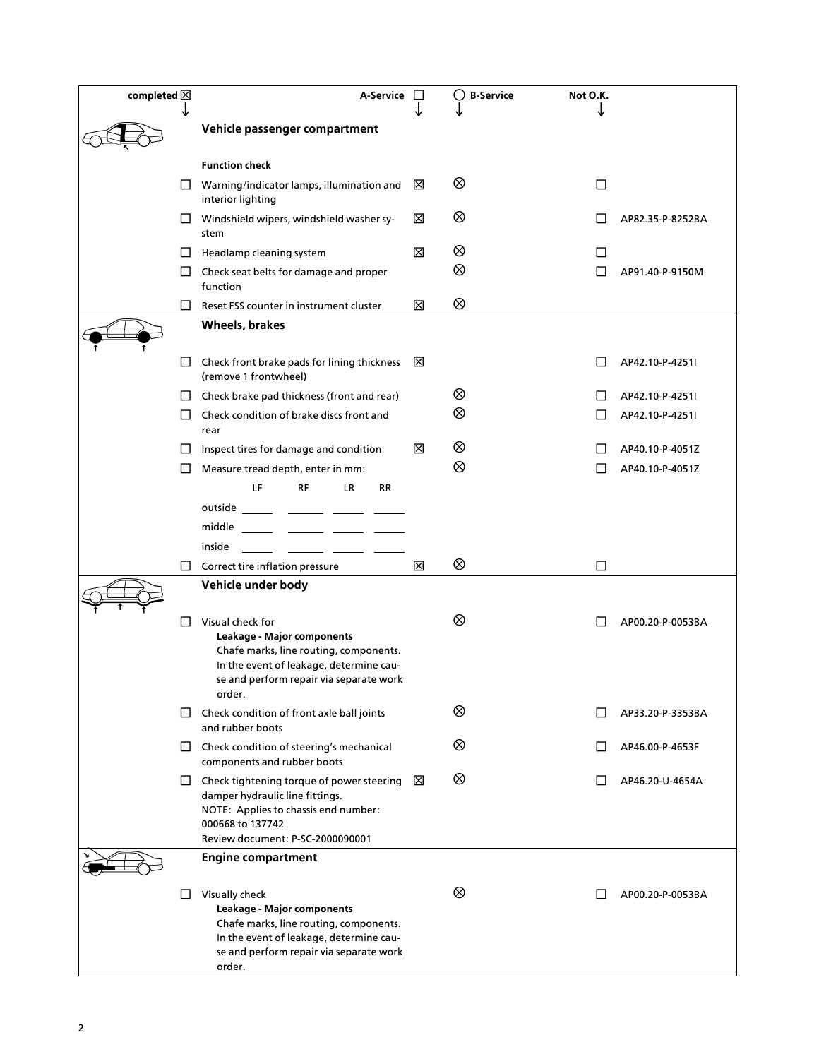| completed ☒ | | A-Service ☐ | ◯ B-Service | Not O.K. | |
|---|---|---|---|---|---|
| | **Vehicle passenger compartment** | | | | |
| | **Function check** | | | | |
| ☐ | Warning/indicator lamps, illumination and interior lighting | ☒ | ⊗ | ☐ | |
| ☐ | Windshield wipers, windshield washer system | ☒ | ⊗ | ☐ | AP82.35-P-8252BA |
| ☐ | Headlamp cleaning system | ☒ | ⊗ | ☐ | |
| ☐ | Check seat belts for damage and proper function | | ⊗ | ☐ | AP91.40-P-9150M |
| ☐ | Reset FSS counter in instrument cluster | ☒ | ⊗ | | |
| | **Wheels, brakes** | | | | |
| ☐ | Check front brake pads for lining thickness (remove 1 frontwheel) | ☒ | | ☐ | AP42.10-P-4251I |
| ☐ | Check brake pad thickness (front and rear) | | ⊗ | ☐ | AP42.10-P-4251I |
| ☐ | Check condition of brake discs front and rear | | ⊗ | ☐ | AP42.10-P-4251I |
| ☐ | Inspect tires for damage and condition | ☒ | ⊗ | ☐ | AP40.10-P-4051Z |
| ☐ | Measure tread depth, enter in mm: | | ⊗ | ☐ | AP40.10-P-4051Z |
| | LF \_\_\_ RF \_\_\_ LR \_\_\_ RR \_\_\_ | | | | |
| | outside \_\_\_ \_\_\_ \_\_\_ \_\_\_ | | | | |
| | middle \_\_\_ \_\_\_ \_\_\_ \_\_\_ | | | | |
| | inside \_\_\_ \_\_\_ \_\_\_ \_\_\_ | | | | |
| ☐ | Correct tire inflation pressure | ☒ | ⊗ | ☐ | |
| | **Vehicle under body** | | | | |
| ☐ | Visual check for **Leakage - Major components** Chafe marks, line routing, components. In the event of leakage, determine cause and perform repair via separate work order. | | ⊗ | ☐ | AP00.20-P-0053BA |
| ☐ | Check condition of front axle ball joints and rubber boots | | ⊗ | ☐ | AP33.20-P-3353BA |
| ☐ | Check condition of steering's mechanical components and rubber boots | | ⊗ | ☐ | AP46.00-P-4653F |
| ☐ | Check tightening torque of power steering damper hydraulic line fittings. NOTE: Applies to chassis end number: 000668 to 137742 Review document: P-SC-2000090001 | ☒ | ⊗ | ☐ | AP46.20-U-4654A |
| | **Engine compartment** | | | | |
| ☐ | Visually check **Leakage - Major components** Chafe marks, line routing, components. In the event of leakage, determine cause and perform repair via separate work order. | | ⊗ | ☐ | AP00.20-P-0053BA |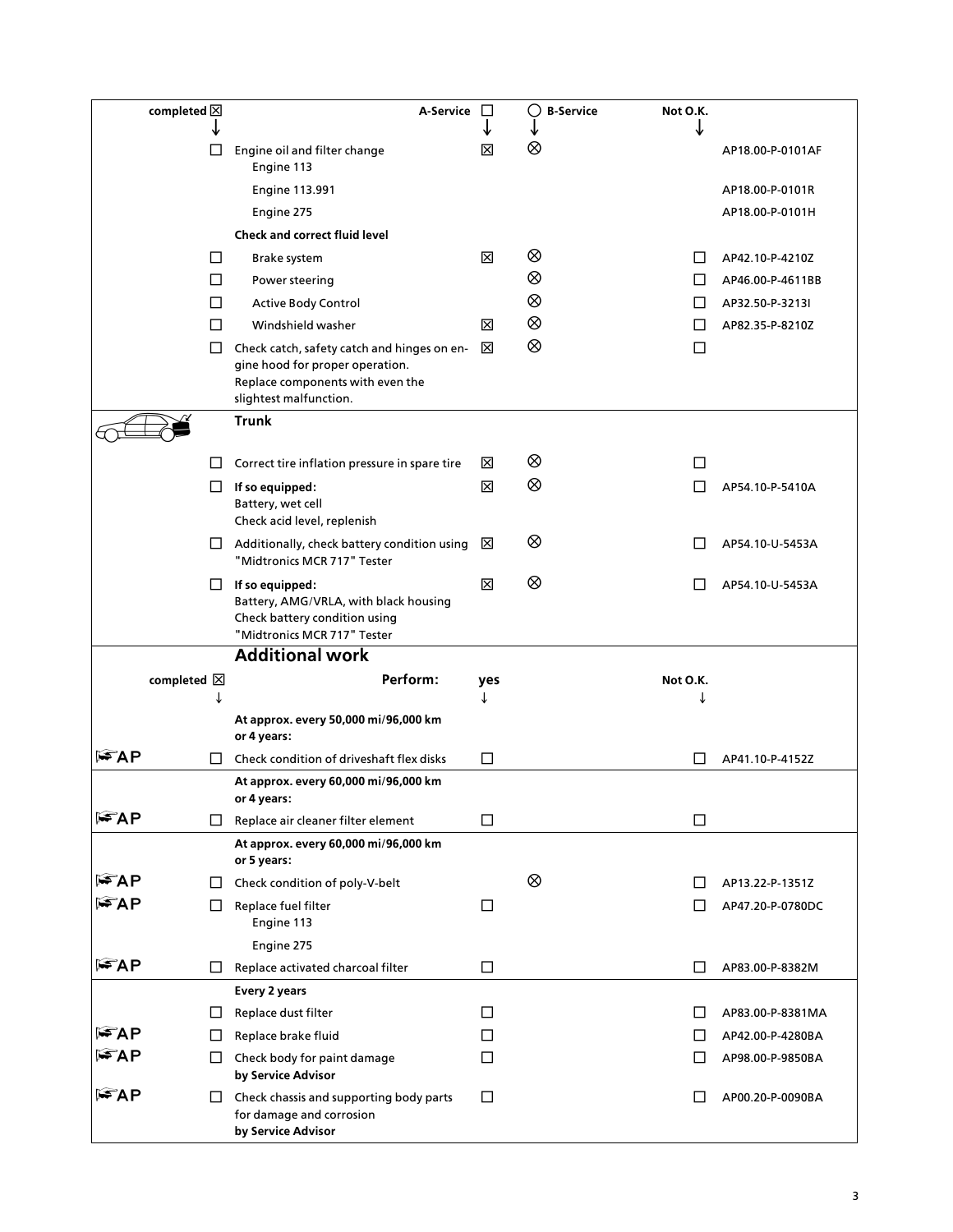| completed ☒ | | A-Service ☐ | ◯ B-Service | Not O.K. | |
|---|---|---|---|---|---|
| ↓ | | ↓ | ↓ | ↓ | |
| ☐ | Engine oil and filter change<br>Engine 113 | ☒ | ⊗ | | AP18.00-P-0101AF |
| | Engine 113.991 | | | | AP18.00-P-0101R |
| | Engine 275 | | | | AP18.00-P-0101H |
| | **Check and correct fluid level** | | | | |
| ☐ | Brake system | ☒ | ⊗ | ☐ | AP42.10-P-4210Z |
| ☐ | Power steering | | ⊗ | ☐ | AP46.00-P-4611BB |
| ☐ | Active Body Control | | ⊗ | ☐ | AP32.50-P-3213I |
| ☐ | Windshield washer | ☒ | ⊗ | ☐ | AP82.35-P-8210Z |
| ☐ | Check catch, safety catch and hinges on engine hood for proper operation. Replace components with even the slightest malfunction. | ☒ | ⊗ | ☐ | |
| | **Trunk** | | | | |
| ☐ | Correct tire inflation pressure in spare tire | ☒ | ⊗ | ☐ | |
| ☐ | **If so equipped:**<br>Battery, wet cell<br>Check acid level, replenish | ☒ | ⊗ | ☐ | AP54.10-P-5410A |
| ☐ | Additionally, check battery condition using "Midtronics MCR 717" Tester | ☒ | ⊗ | ☐ | AP54.10-U-5453A |
| ☐ | **If so equipped:**<br>Battery, AMG/VRLA, with black housing<br>Check battery condition using "Midtronics MCR 717" Tester | ☒ | ⊗ | ☐ | AP54.10-U-5453A |

## Additional work

| completed ☒ | | Perform: | yes | | Not O.K. | |
|---|---|---|---|---|---|---|
| | ↓ | | ↓ | | ↓ | |
| | | **At approx. every 50,000 mi/96,000 km or 4 years:** | | | | |
| ☞AP | ☐ | Check condition of driveshaft flex disks | ☐ | | ☐ | AP41.10-P-4152Z |
| | | **At approx. every 60,000 mi/96,000 km or 4 years:** | | | | |
| ☞AP | ☐ | Replace air cleaner filter element | ☐ | | ☐ | |
| | | **At approx. every 60,000 mi/96,000 km or 5 years:** | | | | |
| ☞AP | ☐ | Check condition of poly-V-belt | | ⊗ | ☐ | AP13.22-P-1351Z |
| ☞AP | ☐ | Replace fuel filter<br>Engine 113<br>Engine 275 | ☐ | | ☐ | AP47.20-P-0780DC |
| ☞AP | ☐ | Replace activated charcoal filter | ☐ | | ☐ | AP83.00-P-8382M |
| | | **Every 2 years** | | | | |
| | ☐ | Replace dust filter | ☐ | | ☐ | AP83.00-P-8381MA |
| ☞AP | ☐ | Replace brake fluid | ☐ | | ☐ | AP42.00-P-4280BA |
| ☞AP | ☐ | Check body for paint damage **by Service Advisor** | ☐ | | ☐ | AP98.00-P-9850BA |
| ☞AP | ☐ | Check chassis and supporting body parts for damage and corrosion **by Service Advisor** | ☐ | | ☐ | AP00.20-P-0090BA |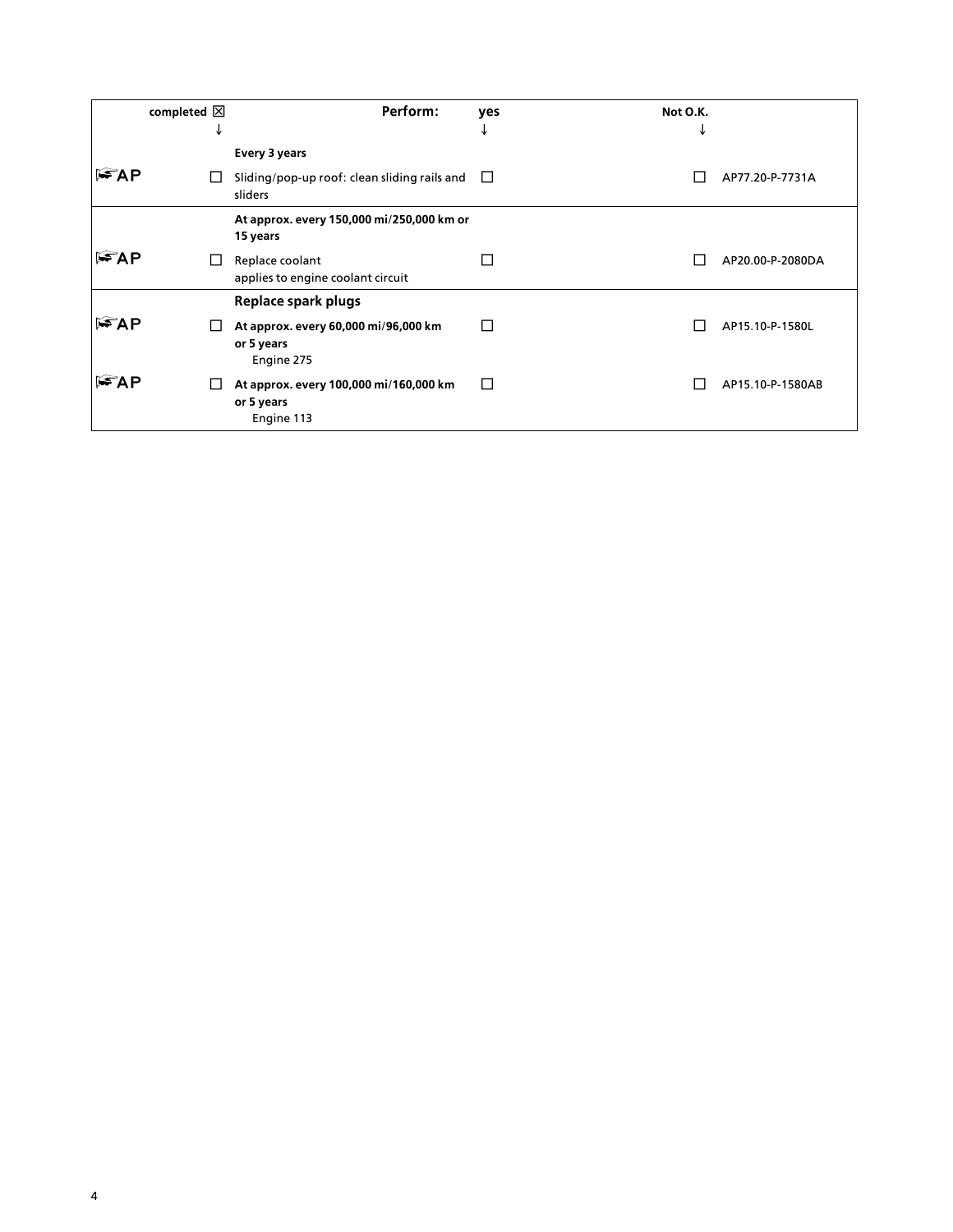| | completed ☒ ↓ | Perform: | yes ↓ | Not O.K. ↓ | |
|---|---|---|---|---|---|
| | | **Every 3 years** | | | |
| ☞AP | ☐ | Sliding/pop-up roof: clean sliding rails and sliders | ☐ | ☐ | AP77.20-P-7731A |
| | | **At approx. every 150,000 mi/250,000 km or 15 years** | | | |
| ☞AP | ☐ | Replace coolant<br>applies to engine coolant circuit | ☐ | ☐ | AP20.00-P-2080DA |
| | | **Replace spark plugs** | | | |
| ☞AP | ☐ | **At approx. every 60,000 mi/96,000 km or 5 years**<br>Engine 275 | ☐ | ☐ | AP15.10-P-1580L |
| ☞AP | ☐ | **At approx. every 100,000 mi/160,000 km or 5 years**<br>Engine 113 | ☐ | ☐ | AP15.10-P-1580AB |